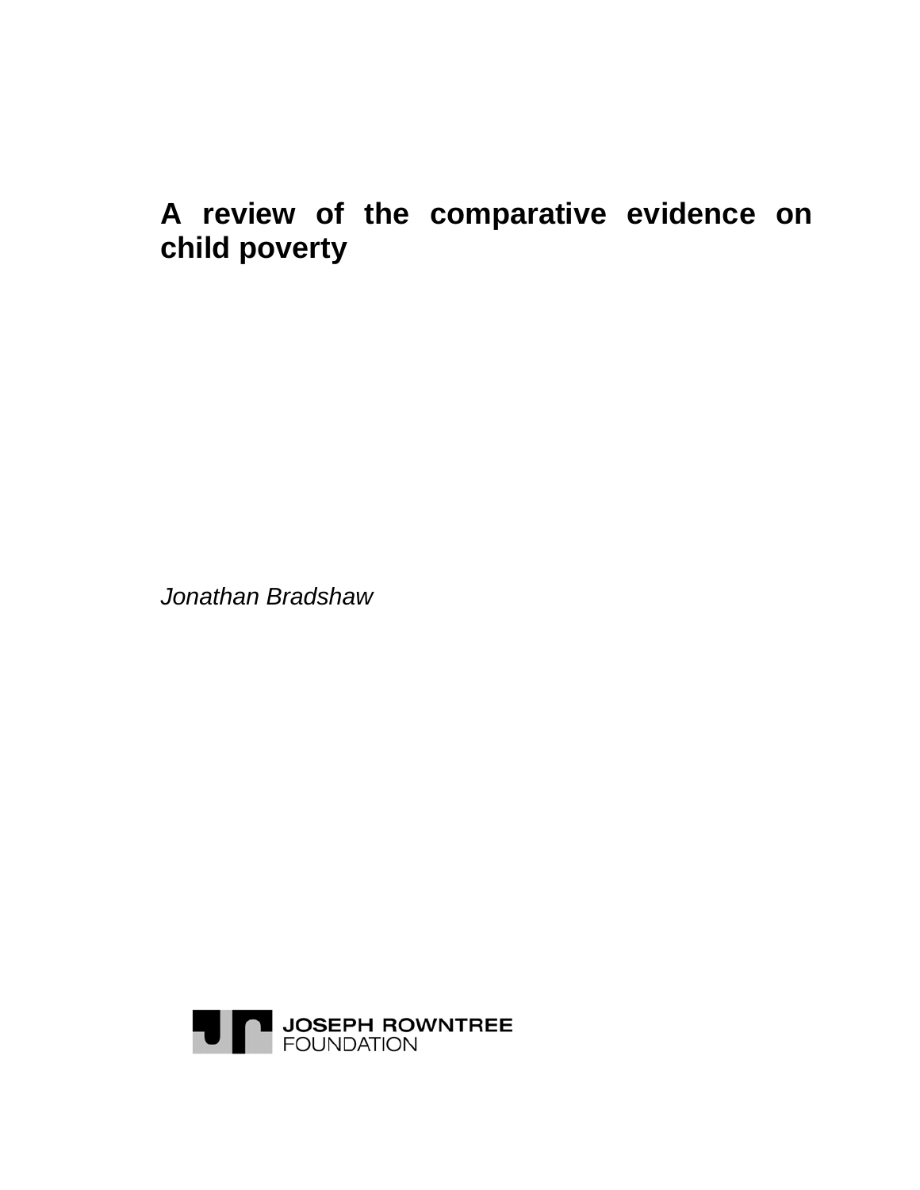# A review of the comparative evidence on child poverty

*Jonathan Bradshaw*

JOSEPH ROWNTREE
FOUNDATION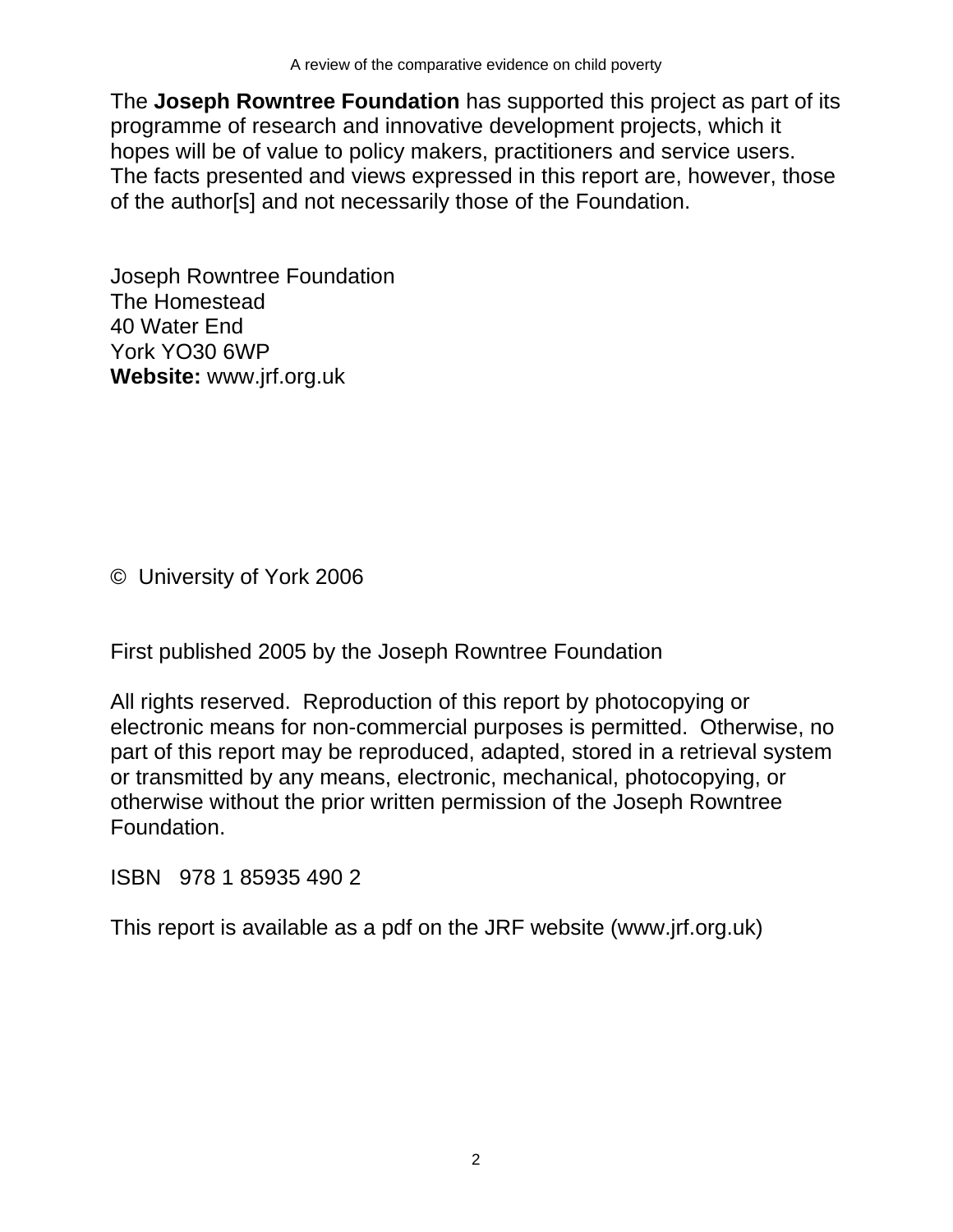The **Joseph Rowntree Foundation** has supported this project as part of its programme of research and innovative development projects, which it hopes will be of value to policy makers, practitioners and service users. The facts presented and views expressed in this report are, however, those of the author[s] and not necessarily those of the Foundation.

Joseph Rowntree Foundation
The Homestead
40 Water End
York YO30 6WP
**Website:** www.jrf.org.uk

© University of York 2006

First published 2005 by the Joseph Rowntree Foundation

All rights reserved. Reproduction of this report by photocopying or electronic means for non-commercial purposes is permitted. Otherwise, no part of this report may be reproduced, adapted, stored in a retrieval system or transmitted by any means, electronic, mechanical, photocopying, or otherwise without the prior written permission of the Joseph Rowntree Foundation.

ISBN 978 1 85935 490 2

This report is available as a pdf on the JRF website (www.jrf.org.uk)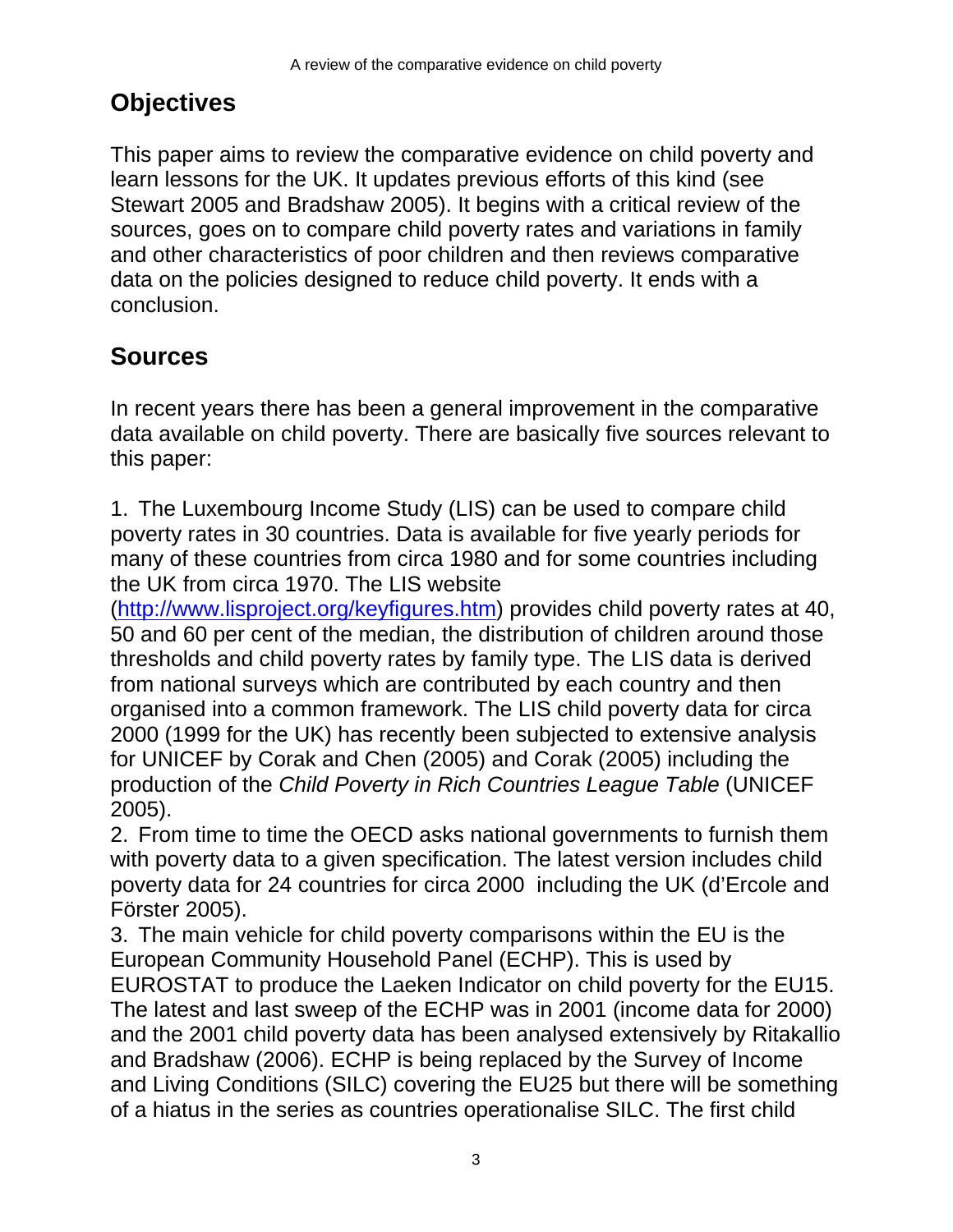## Objectives

This paper aims to review the comparative evidence on child poverty and learn lessons for the UK. It updates previous efforts of this kind (see Stewart 2005 and Bradshaw 2005). It begins with a critical review of the sources, goes on to compare child poverty rates and variations in family and other characteristics of poor children and then reviews comparative data on the policies designed to reduce child poverty. It ends with a conclusion.

## Sources

In recent years there has been a general improvement in the comparative data available on child poverty. There are basically five sources relevant to this paper:

1. The Luxembourg Income Study (LIS) can be used to compare child poverty rates in 30 countries. Data is available for five yearly periods for many of these countries from circa 1980 and for some countries including the UK from circa 1970. The LIS website (http://www.lisproject.org/keyfigures.htm) provides child poverty rates at 40, 50 and 60 per cent of the median, the distribution of children around those thresholds and child poverty rates by family type. The LIS data is derived from national surveys which are contributed by each country and then organised into a common framework. The LIS child poverty data for circa 2000 (1999 for the UK) has recently been subjected to extensive analysis for UNICEF by Corak and Chen (2005) and Corak (2005) including the production of the *Child Poverty in Rich Countries League Table* (UNICEF 2005).
2. From time to time the OECD asks national governments to furnish them with poverty data to a given specification. The latest version includes child poverty data for 24 countries for circa 2000 including the UK (d'Ercole and Förster 2005).
3. The main vehicle for child poverty comparisons within the EU is the European Community Household Panel (ECHP). This is used by EUROSTAT to produce the Laeken Indicator on child poverty for the EU15. The latest and last sweep of the ECHP was in 2001 (income data for 2000) and the 2001 child poverty data has been analysed extensively by Ritakallio and Bradshaw (2006). ECHP is being replaced by the Survey of Income and Living Conditions (SILC) covering the EU25 but there will be something of a hiatus in the series as countries operationalise SILC. The first child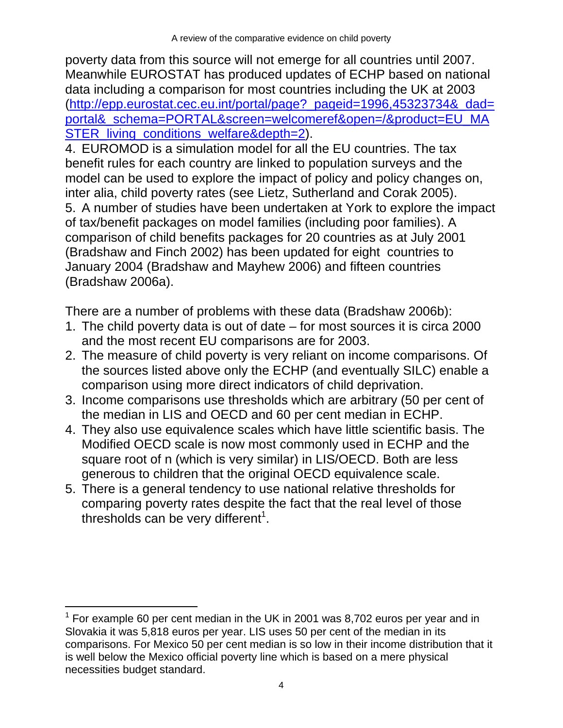poverty data from this source will not emerge for all countries until 2007. Meanwhile EUROSTAT has produced updates of ECHP based on national data including a comparison for most countries including the UK at 2003 (http://epp.eurostat.cec.eu.int/portal/page?_pageid=1996,45323734&_dad=portal&_schema=PORTAL&screen=welcomeref&open=/&product=EU_MASTER_living_conditions_welfare&depth=2).

4. EUROMOD is a simulation model for all the EU countries. The tax benefit rules for each country are linked to population surveys and the model can be used to explore the impact of policy and policy changes on, inter alia, child poverty rates (see Lietz, Sutherland and Corak 2005).
5. A number of studies have been undertaken at York to explore the impact of tax/benefit packages on model families (including poor families). A comparison of child benefits packages for 20 countries as at July 2001 (Bradshaw and Finch 2002) has been updated for eight countries to January 2004 (Bradshaw and Mayhew 2006) and fifteen countries (Bradshaw 2006a).

There are a number of problems with these data (Bradshaw 2006b):

1. The child poverty data is out of date – for most sources it is circa 2000 and the most recent EU comparisons are for 2003.
2. The measure of child poverty is very reliant on income comparisons. Of the sources listed above only the ECHP (and eventually SILC) enable a comparison using more direct indicators of child deprivation.
3. Income comparisons use thresholds which are arbitrary (50 per cent of the median in LIS and OECD and 60 per cent median in ECHP.
4. They also use equivalence scales which have little scientific basis. The Modified OECD scale is now most commonly used in ECHP and the square root of n (which is very similar) in LIS/OECD. Both are less generous to children that the original OECD equivalence scale.
5. There is a general tendency to use national relative thresholds for comparing poverty rates despite the fact that the real level of those thresholds can be very different[1].

---

[1] For example 60 per cent median in the UK in 2001 was 8,702 euros per year and in Slovakia it was 5,818 euros per year. LIS uses 50 per cent of the median in its comparisons. For Mexico 50 per cent median is so low in their income distribution that it is well below the Mexico official poverty line which is based on a mere physical necessities budget standard.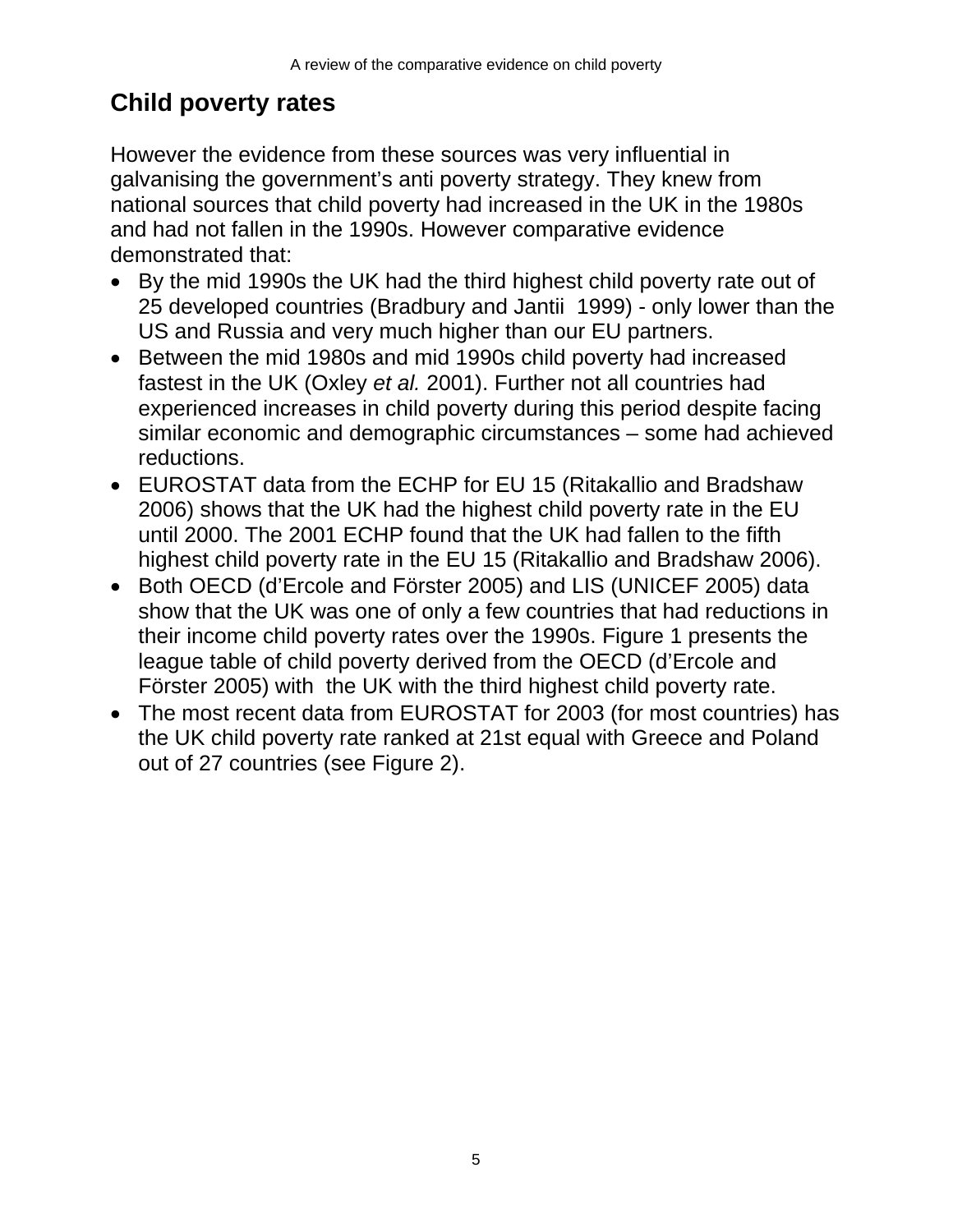## Child poverty rates

However the evidence from these sources was very influential in galvanising the government's anti poverty strategy. They knew from national sources that child poverty had increased in the UK in the 1980s and had not fallen in the 1990s. However comparative evidence demonstrated that:

- By the mid 1990s the UK had the third highest child poverty rate out of 25 developed countries (Bradbury and Jantii 1999) - only lower than the US and Russia and very much higher than our EU partners.
- Between the mid 1980s and mid 1990s child poverty had increased fastest in the UK (Oxley *et al.* 2001). Further not all countries had experienced increases in child poverty during this period despite facing similar economic and demographic circumstances – some had achieved reductions.
- EUROSTAT data from the ECHP for EU 15 (Ritakallio and Bradshaw 2006) shows that the UK had the highest child poverty rate in the EU until 2000. The 2001 ECHP found that the UK had fallen to the fifth highest child poverty rate in the EU 15 (Ritakallio and Bradshaw 2006).
- Both OECD (d'Ercole and Förster 2005) and LIS (UNICEF 2005) data show that the UK was one of only a few countries that had reductions in their income child poverty rates over the 1990s. Figure 1 presents the league table of child poverty derived from the OECD (d'Ercole and Förster 2005) with the UK with the third highest child poverty rate.
- The most recent data from EUROSTAT for 2003 (for most countries) has the UK child poverty rate ranked at 21st equal with Greece and Poland out of 27 countries (see Figure 2).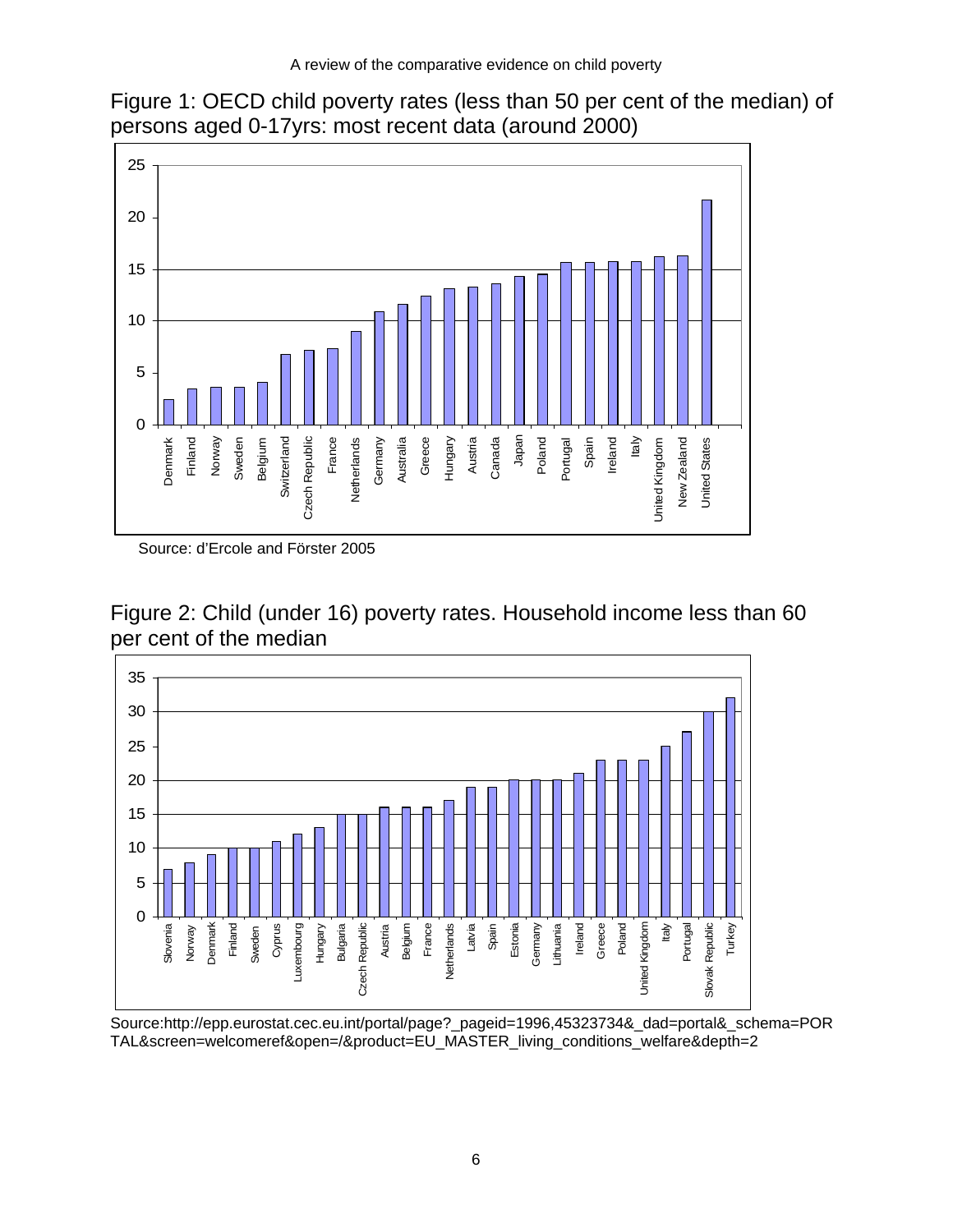Figure 1: OECD child poverty rates (less than 50 per cent of the median) of persons aged 0-17yrs: most recent data (around 2000)

Source: d'Ercole and Förster 2005

Figure 2: Child (under 16) poverty rates. Household income less than 60 per cent of the median

Source:http://epp.eurostat.cec.eu.int/portal/page?_pageid=1996,45323734&_dad=portal&_schema=PORTAL&screen=welcomeref&open=/&product=EU_MASTER_living_conditions_welfare&depth=2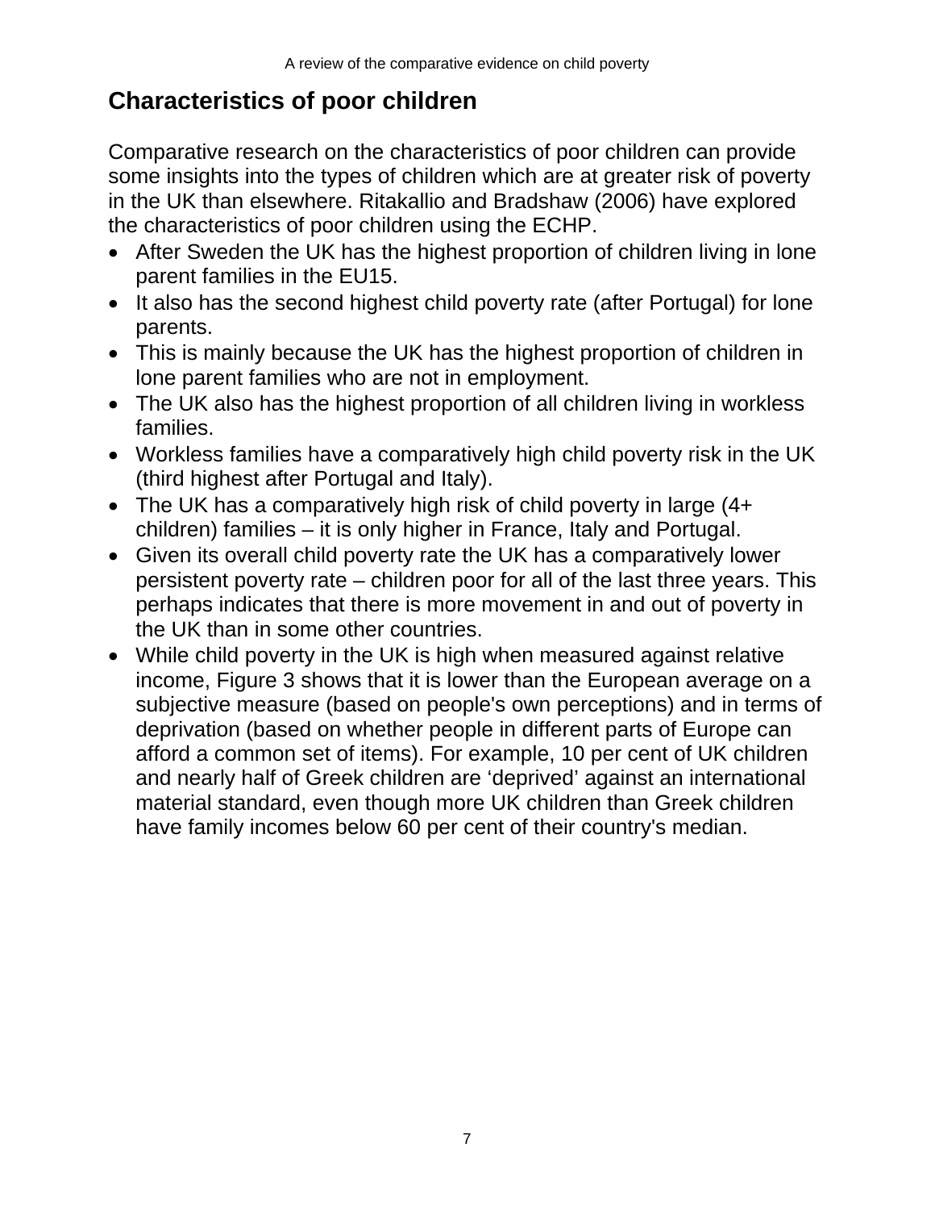## Characteristics of poor children

Comparative research on the characteristics of poor children can provide some insights into the types of children which are at greater risk of poverty in the UK than elsewhere. Ritakallio and Bradshaw (2006) have explored the characteristics of poor children using the ECHP.

- After Sweden the UK has the highest proportion of children living in lone parent families in the EU15.
- It also has the second highest child poverty rate (after Portugal) for lone parents.
- This is mainly because the UK has the highest proportion of children in lone parent families who are not in employment.
- The UK also has the highest proportion of all children living in workless families.
- Workless families have a comparatively high child poverty risk in the UK (third highest after Portugal and Italy).
- The UK has a comparatively high risk of child poverty in large (4+ children) families – it is only higher in France, Italy and Portugal.
- Given its overall child poverty rate the UK has a comparatively lower persistent poverty rate – children poor for all of the last three years. This perhaps indicates that there is more movement in and out of poverty in the UK than in some other countries.
- While child poverty in the UK is high when measured against relative income, Figure 3 shows that it is lower than the European average on a subjective measure (based on people's own perceptions) and in terms of deprivation (based on whether people in different parts of Europe can afford a common set of items). For example, 10 per cent of UK children and nearly half of Greek children are 'deprived' against an international material standard, even though more UK children than Greek children have family incomes below 60 per cent of their country's median.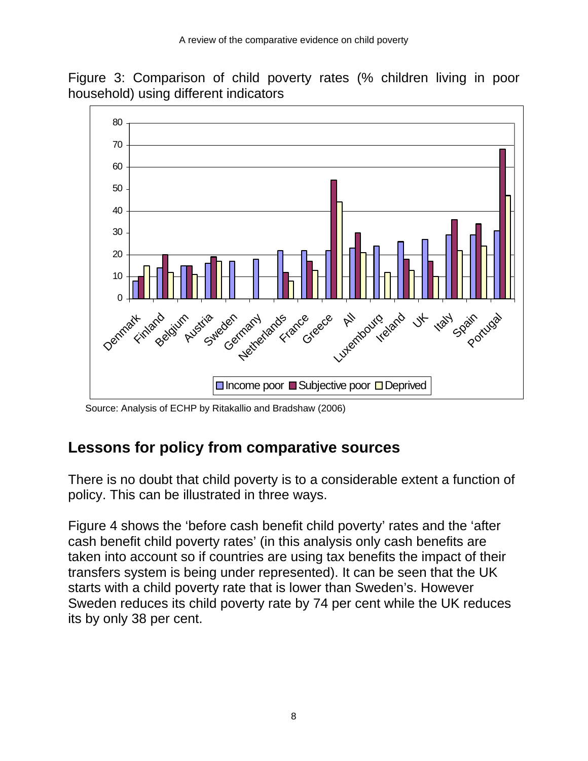Figure 3: Comparison of child poverty rates (% children living in poor household) using different indicators

Source: Analysis of ECHP by Ritakallio and Bradshaw (2006)

## Lessons for policy from comparative sources

There is no doubt that child poverty is to a considerable extent a function of policy. This can be illustrated in three ways.

Figure 4 shows the 'before cash benefit child poverty' rates and the 'after cash benefit child poverty rates' (in this analysis only cash benefits are taken into account so if countries are using tax benefits the impact of their transfers system is being under represented). It can be seen that the UK starts with a child poverty rate that is lower than Sweden's. However Sweden reduces its child poverty rate by 74 per cent while the UK reduces its by only 38 per cent.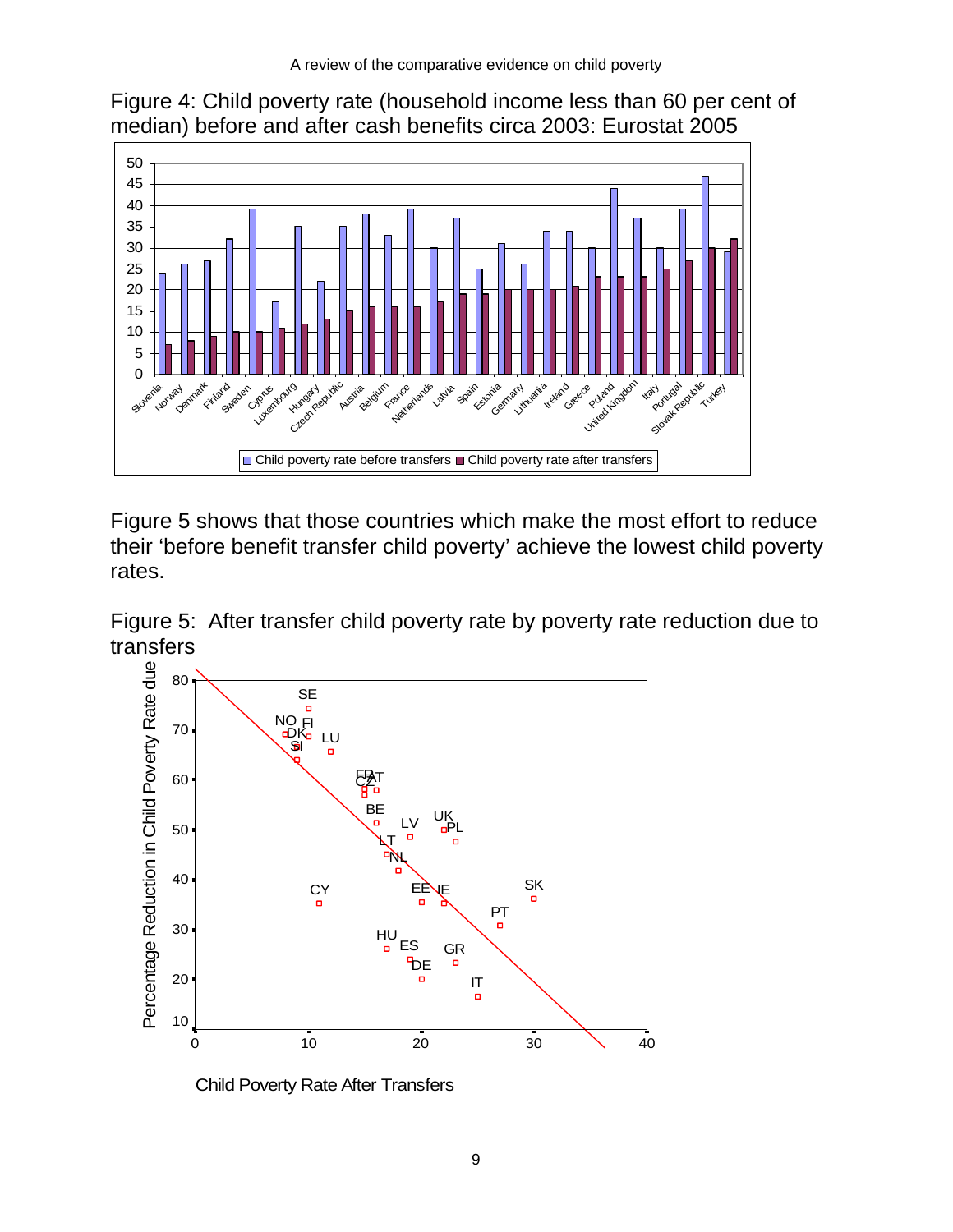Figure 4: Child poverty rate (household income less than 60 per cent of median) before and after cash benefits circa 2003: Eurostat 2005

Figure 5 shows that those countries which make the most effort to reduce their 'before benefit transfer child poverty' achieve the lowest child poverty rates.

Figure 5: After transfer child poverty rate by poverty rate reduction due to transfers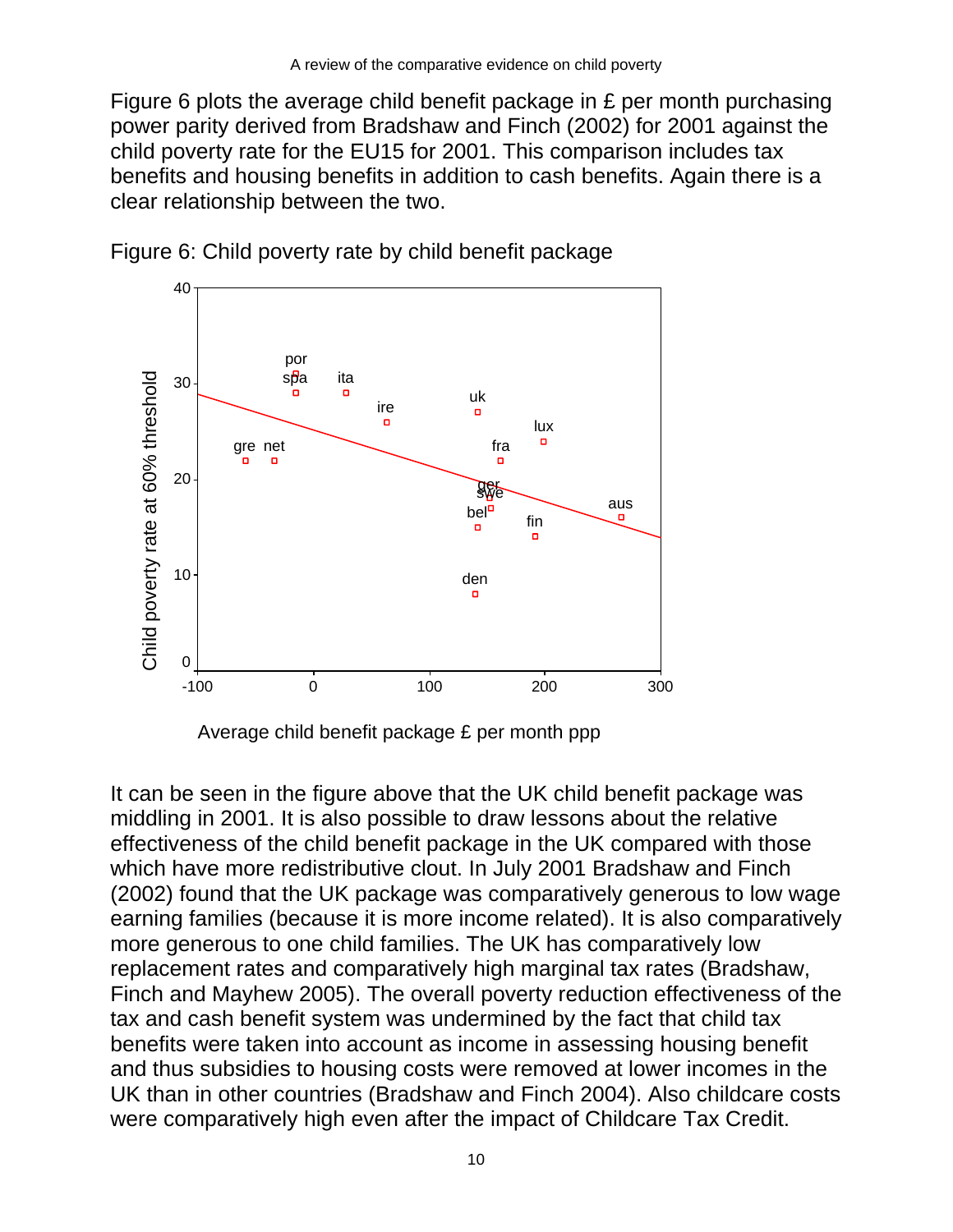Figure 6 plots the average child benefit package in £ per month purchasing power parity derived from Bradshaw and Finch (2002) for 2001 against the child poverty rate for the EU15 for 2001. This comparison includes tax benefits and housing benefits in addition to cash benefits. Again there is a clear relationship between the two.

Figure 6: Child poverty rate by child benefit package

It can be seen in the figure above that the UK child benefit package was middling in 2001. It is also possible to draw lessons about the relative effectiveness of the child benefit package in the UK compared with those which have more redistributive clout. In July 2001 Bradshaw and Finch (2002) found that the UK package was comparatively generous to low wage earning families (because it is more income related). It is also comparatively more generous to one child families. The UK has comparatively low replacement rates and comparatively high marginal tax rates (Bradshaw, Finch and Mayhew 2005). The overall poverty reduction effectiveness of the tax and cash benefit system was undermined by the fact that child tax benefits were taken into account as income in assessing housing benefit and thus subsidies to housing costs were removed at lower incomes in the UK than in other countries (Bradshaw and Finch 2004). Also childcare costs were comparatively high even after the impact of Childcare Tax Credit.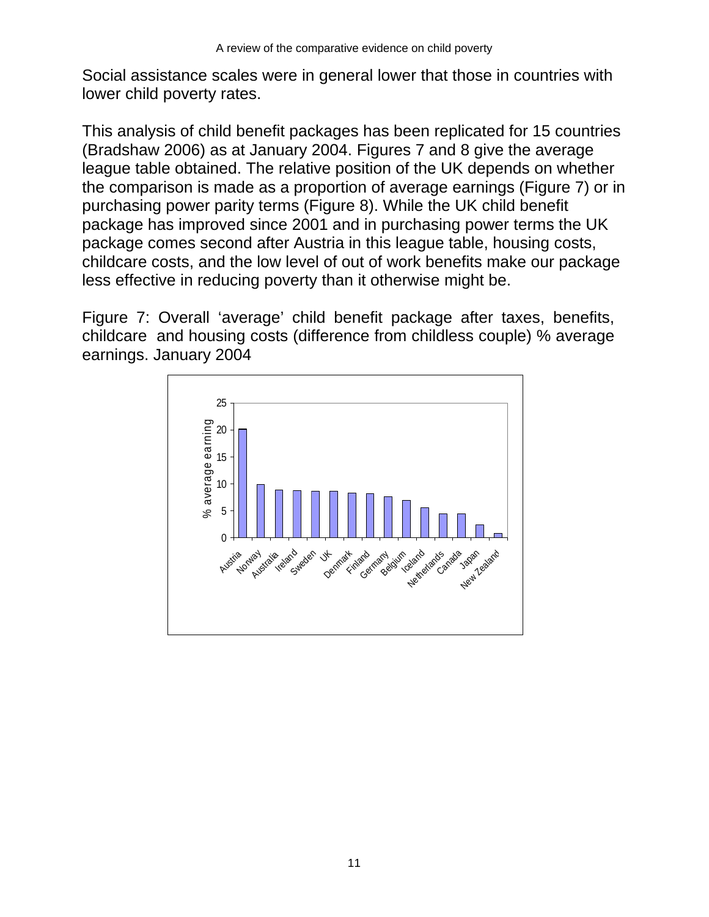Social assistance scales were in general lower that those in countries with lower child poverty rates.

This analysis of child benefit packages has been replicated for 15 countries (Bradshaw 2006) as at January 2004. Figures 7 and 8 give the average league table obtained. The relative position of the UK depends on whether the comparison is made as a proportion of average earnings (Figure 7) or in purchasing power parity terms (Figure 8). While the UK child benefit package has improved since 2001 and in purchasing power terms the UK package comes second after Austria in this league table, housing costs, childcare costs, and the low level of out of work benefits make our package less effective in reducing poverty than it otherwise might be.

Figure 7: Overall 'average' child benefit package after taxes, benefits, childcare and housing costs (difference from childless couple) % average earnings. January 2004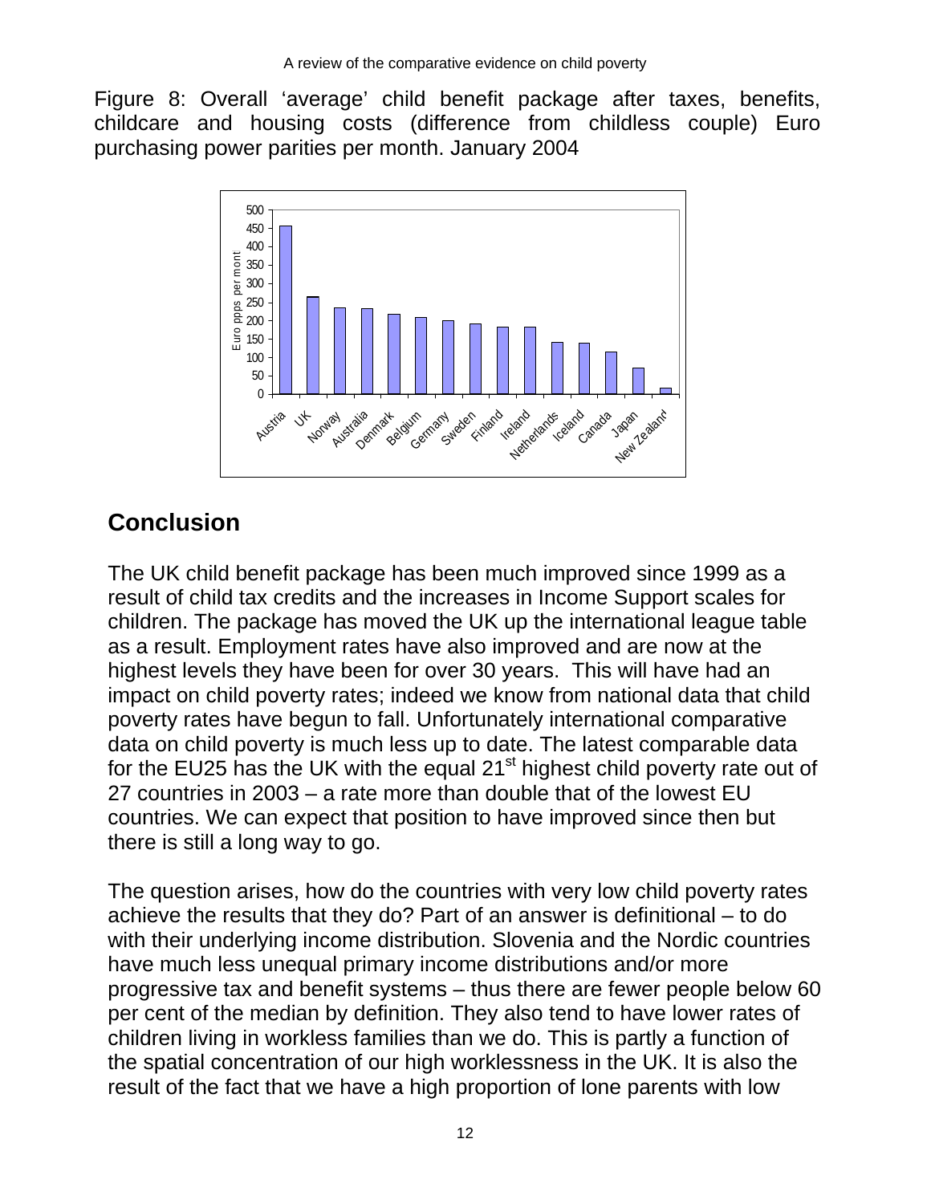Figure 8: Overall 'average' child benefit package after taxes, benefits, childcare and housing costs (difference from childless couple) Euro purchasing power parities per month. January 2004

## Conclusion

The UK child benefit package has been much improved since 1999 as a result of child tax credits and the increases in Income Support scales for children. The package has moved the UK up the international league table as a result. Employment rates have also improved and are now at the highest levels they have been for over 30 years. This will have had an impact on child poverty rates; indeed we know from national data that child poverty rates have begun to fall. Unfortunately international comparative data on child poverty is much less up to date. The latest comparable data for the EU25 has the UK with the equal 21st highest child poverty rate out of 27 countries in 2003 – a rate more than double that of the lowest EU countries. We can expect that position to have improved since then but there is still a long way to go.

The question arises, how do the countries with very low child poverty rates achieve the results that they do? Part of an answer is definitional – to do with their underlying income distribution. Slovenia and the Nordic countries have much less unequal primary income distributions and/or more progressive tax and benefit systems – thus there are fewer people below 60 per cent of the median by definition. They also tend to have lower rates of children living in workless families than we do. This is partly a function of the spatial concentration of our high worklessness in the UK. It is also the result of the fact that we have a high proportion of lone parents with low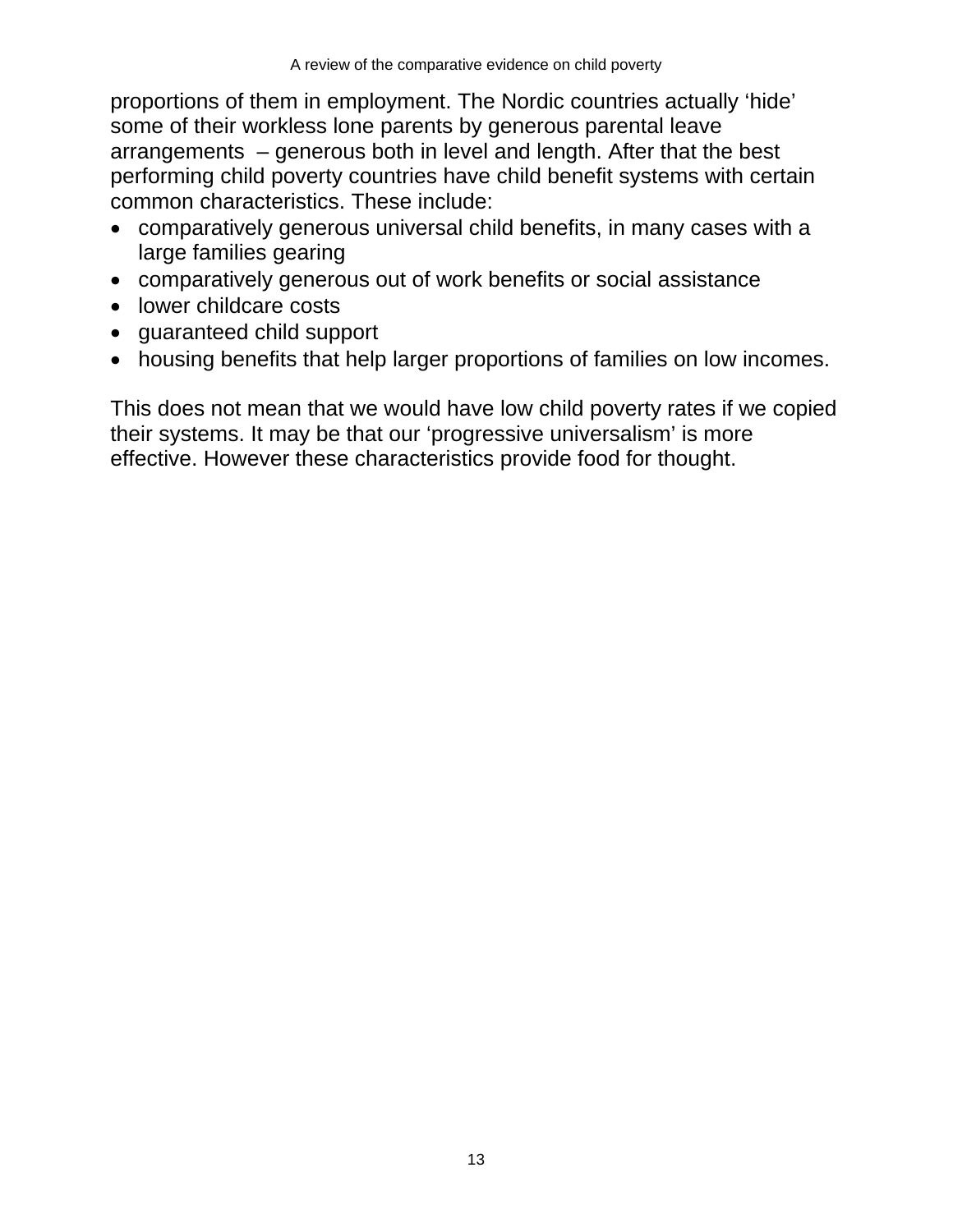proportions of them in employment. The Nordic countries actually ‘hide’ some of their workless lone parents by generous parental leave arrangements – generous both in level and length. After that the best performing child poverty countries have child benefit systems with certain common characteristics. These include:

- comparatively generous universal child benefits, in many cases with a large families gearing
- comparatively generous out of work benefits or social assistance
- lower childcare costs
- guaranteed child support
- housing benefits that help larger proportions of families on low incomes.

This does not mean that we would have low child poverty rates if we copied their systems. It may be that our ‘progressive universalism’ is more effective. However these characteristics provide food for thought.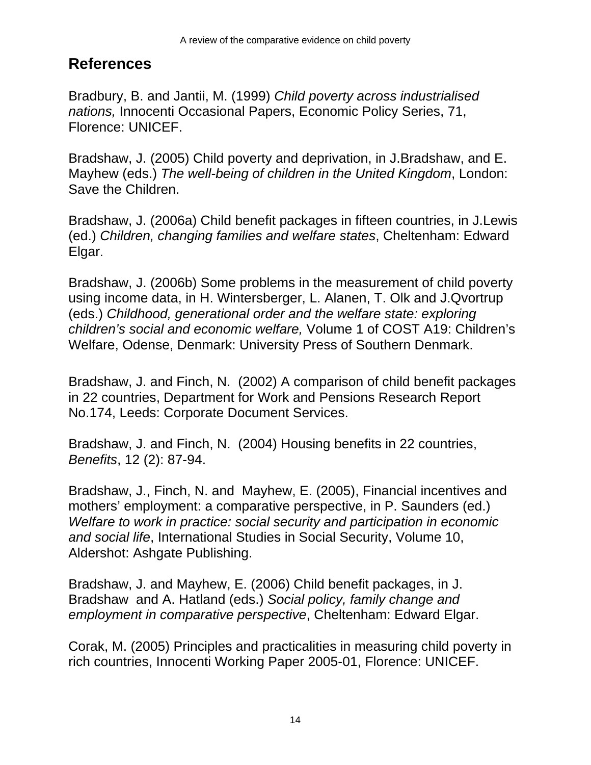## References

Bradbury, B. and Jantii, M. (1999) *Child poverty across industrialised nations,* Innocenti Occasional Papers, Economic Policy Series, 71, Florence: UNICEF.

Bradshaw, J. (2005) Child poverty and deprivation, in J.Bradshaw, and E. Mayhew (eds.) *The well-being of children in the United Kingdom*, London: Save the Children.

Bradshaw, J. (2006a) Child benefit packages in fifteen countries, in J.Lewis (ed.) *Children, changing families and welfare states*, Cheltenham: Edward Elgar.

Bradshaw, J. (2006b) Some problems in the measurement of child poverty using income data, in H. Wintersberger, L. Alanen, T. Olk and J.Qvortrup (eds.) *Childhood, generational order and the welfare state: exploring children's social and economic welfare,* Volume 1 of COST A19: Children's Welfare, Odense, Denmark: University Press of Southern Denmark.

Bradshaw, J. and Finch, N. (2002) A comparison of child benefit packages in 22 countries, Department for Work and Pensions Research Report No.174, Leeds: Corporate Document Services.

Bradshaw, J. and Finch, N. (2004) Housing benefits in 22 countries, *Benefits*, 12 (2): 87-94.

Bradshaw, J., Finch, N. and Mayhew, E. (2005), Financial incentives and mothers' employment: a comparative perspective, in P. Saunders (ed.) *Welfare to work in practice: social security and participation in economic and social life*, International Studies in Social Security, Volume 10, Aldershot: Ashgate Publishing.

Bradshaw, J. and Mayhew, E. (2006) Child benefit packages, in J. Bradshaw and A. Hatland (eds.) *Social policy, family change and employment in comparative perspective*, Cheltenham: Edward Elgar.

Corak, M. (2005) Principles and practicalities in measuring child poverty in rich countries, Innocenti Working Paper 2005-01, Florence: UNICEF.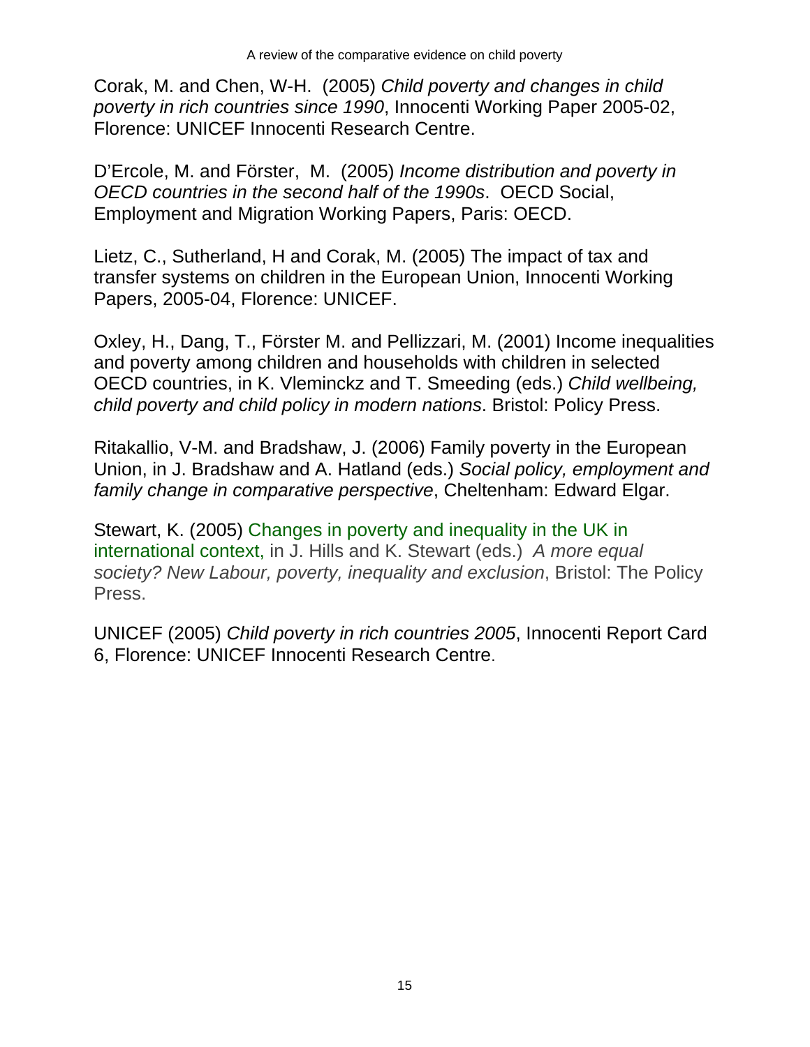Corak, M. and Chen, W-H. (2005) *Child poverty and changes in child poverty in rich countries since 1990*, Innocenti Working Paper 2005-02, Florence: UNICEF Innocenti Research Centre.

D'Ercole, M. and Förster, M. (2005) *Income distribution and poverty in OECD countries in the second half of the 1990s*. OECD Social, Employment and Migration Working Papers, Paris: OECD.

Lietz, C., Sutherland, H and Corak, M. (2005) The impact of tax and transfer systems on children in the European Union, Innocenti Working Papers, 2005-04, Florence: UNICEF.

Oxley, H., Dang, T., Förster M. and Pellizzari, M. (2001) Income inequalities and poverty among children and households with children in selected OECD countries, in K. Vleminckz and T. Smeeding (eds.) *Child wellbeing, child poverty and child policy in modern nations*. Bristol: Policy Press.

Ritakallio, V-M. and Bradshaw, J. (2006) Family poverty in the European Union, in J. Bradshaw and A. Hatland (eds.) *Social policy, employment and family change in comparative perspective*, Cheltenham: Edward Elgar.

Stewart, K. (2005) Changes in poverty and inequality in the UK in international context, in J. Hills and K. Stewart (eds.) *A more equal society? New Labour, poverty, inequality and exclusion*, Bristol: The Policy Press.

UNICEF (2005) *Child poverty in rich countries 2005*, Innocenti Report Card 6, Florence: UNICEF Innocenti Research Centre.